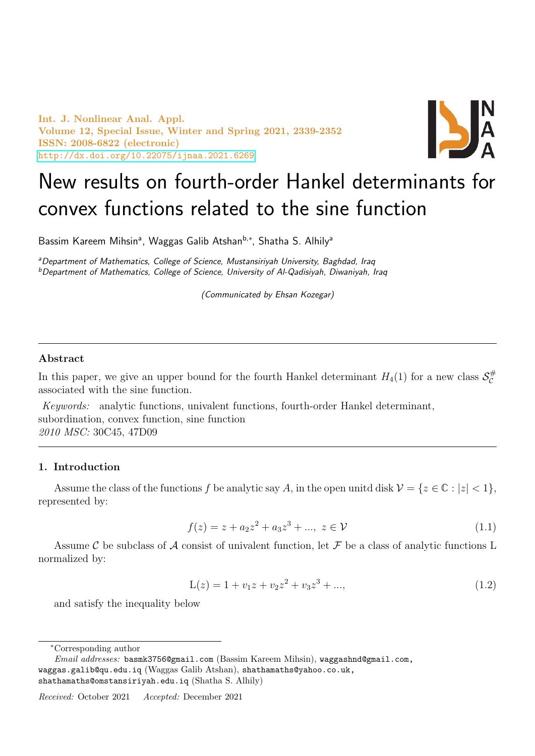# New results on fourth-order Hankel determinants for convex functions related to the sine function

Bassim Kareem Mihsin[a], Waggas Galib Atshan[b,*], Shatha S. Alhily[a]

[a]*Department of Mathematics, College of Science, Mustansiriyah University, Baghdad, Iraq*
[b]*Department of Mathematics, College of Science, University of Al-Qadisiyah, Diwaniyah, Iraq*

*(Communicated by Ehsan Kozegar)*

---

**Abstract**

In this paper, we give an upper bound for the fourth Hankel determinant $H_4(1)$ for a new class $\mathcal{S}^{\#}_{\mathcal{C}}$ associated with the sine function.

*Keywords:* analytic functions, univalent functions, fourth-order Hankel determinant, subordination, convex function, sine function

*2010 MSC:* 30C45, 47D09

---

## 1. Introduction

Assume the class of the functions $f$ be analytic say $A$, in the open unitd disk $\mathcal{V} = \{z \in \mathbb{C} : |z| < 1\}$, represented by:

$$f(z) = z + a_2 z^2 + a_3 z^3 + ..., \; z \in \mathcal{V} \tag{1.1}$$

Assume $\mathcal{C}$ be subclass of $\mathcal{A}$ consist of univalent function, let $\mathcal{F}$ be a class of analytic functions L normalized by:

$$\mathrm{L}(z) = 1 + v_1 z + v_2 z^2 + v_3 z^3 + ..., \tag{1.2}$$

and satisfy the inequality below

---

*Corresponding author

*Email addresses:* basmk3756@gmail.com (Bassim Kareem Mihsin), waggashnd@gmail.com, waggas.galib@qu.edu.iq (Waggas Galib Atshan), shathamaths@yahoo.co.uk, shathamaths@omstansiriyah.edu.iq (Shatha S. Alhily)

*Received:* October 2021 *Accepted:* December 2021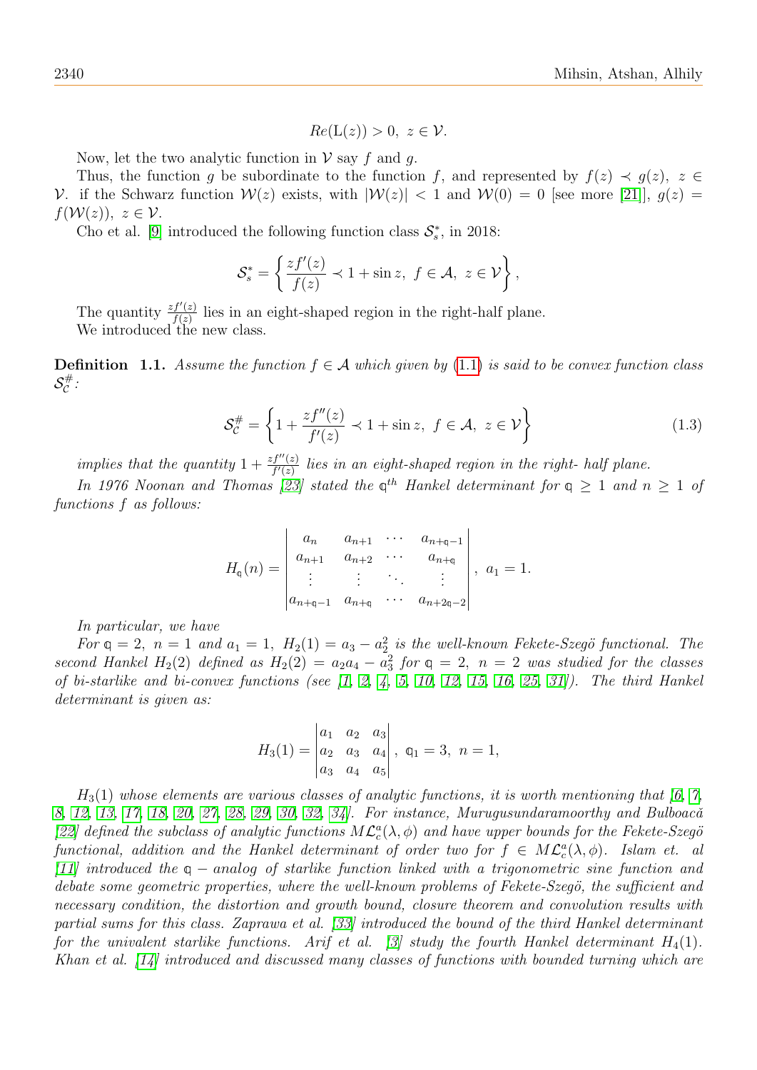$$Re(\mathrm{L}(z)) > 0,\ z \in \mathcal{V}.$$

Now, let the two analytic function in $\mathcal{V}$ say $f$ and $g$.

Thus, the function $g$ be subordinate to the function $f$, and represented by $f(z) \prec g(z),\ z \in \mathcal{V}$. if the Schwarz function $\mathcal{W}(z)$ exists, with $|\mathcal{W}(z)| < 1$ and $\mathcal{W}(0) = 0$ [see more [21]], $g(z) = f(\mathcal{W}(z)),\ z \in \mathcal{V}$.

Cho et al. [9] introduced the following function class $\mathcal{S}_s^*$, in 2018:

$$\mathcal{S}_s^* = \left\{ \frac{zf'(z)}{f(z)} \prec 1 + \sin z,\ f \in \mathcal{A},\ z \in \mathcal{V} \right\},$$

The quantity $\frac{zf'(z)}{f(z)}$ lies in an eight-shaped region in the right-half plane.

We introduced the new class.

**Definition 1.1.** *Assume the function $f \in \mathcal{A}$ which given by (1.1) is said to be convex function class $\mathcal{S}_{\mathcal{C}}^{\#}$:*

$$\mathcal{S}_{\mathcal{C}}^{\#} = \left\{ 1 + \frac{zf''(z)}{f'(z)} \prec 1 + \sin z,\ f \in \mathcal{A},\ z \in \mathcal{V} \right\} \tag{1.3}$$

*implies that the quantity $1 + \frac{zf''(z)}{f'(z)}$ lies in an eight-shaped region in the right- half plane.*

*In 1976 Noonan and Thomas [23] stated the $\mathfrak{q}^{th}$ Hankel determinant for $\mathfrak{q} \geq 1$ and $n \geq 1$ of functions $f$ as follows:*

$$H_{\mathfrak{q}}(n) = \begin{vmatrix} a_n & a_{n+1} & \cdots & a_{n+\mathfrak{q}-1} \\ a_{n+1} & a_{n+2} & \cdots & a_{n+\mathfrak{q}} \\ \vdots & \vdots & \ddots & \vdots \\ a_{n+\mathfrak{q}-1} & a_{n+\mathfrak{q}} & \cdots & a_{n+2\mathfrak{q}-2} \end{vmatrix},\ a_1 = 1.$$

*In particular, we have*

*For $\mathfrak{q} = 2$, $n = 1$ and $a_1 = 1$, $H_2(1) = a_3 - a_2^2$ is the well-known Fekete-Szegö functional. The second Hankel $H_2(2)$ defined as $H_2(2) = a_2a_4 - a_3^2$ for $\mathfrak{q} = 2$, $n = 2$ was studied for the classes of bi-starlike and bi-convex functions (see [1, 2, 4, 5, 10, 12, 15, 16, 25, 31]). The third Hankel determinant is given as:*

$$H_3(1) = \begin{vmatrix} a_1 & a_2 & a_3 \\ a_2 & a_3 & a_4 \\ a_3 & a_4 & a_5 \end{vmatrix},\ \mathfrak{q}_1 = 3,\ n = 1,$$

*$H_3(1)$ whose elements are various classes of analytic functions, it is worth mentioning that [6, 7, 8, 12, 13, 17, 18, 20, 27, 28, 29, 30, 32, 34]. For instance, Murugusundaramoorthy and Bulboacă [22] defined the subclass of analytic functions $M\mathcal{L}_c^a(\lambda, \phi)$ and have upper bounds for the Fekete-Szegö functional, addition and the Hankel determinant of order two for $f \in M\mathcal{L}_c^a(\lambda, \phi)$. Islam et. al [11] introduced the $\mathfrak{q}$ − analog of starlike function linked with a trigonometric sine function and debate some geometric properties, where the well-known problems of Fekete-Szegö, the sufficient and necessary condition, the distortion and growth bound, closure theorem and convolution results with partial sums for this class. Zaprawa et al. [33] introduced the bound of the third Hankel determinant for the univalent starlike functions. Arif et al. [3] study the fourth Hankel determinant $H_4(1)$. Khan et al. [14] introduced and discussed many classes of functions with bounded turning which are*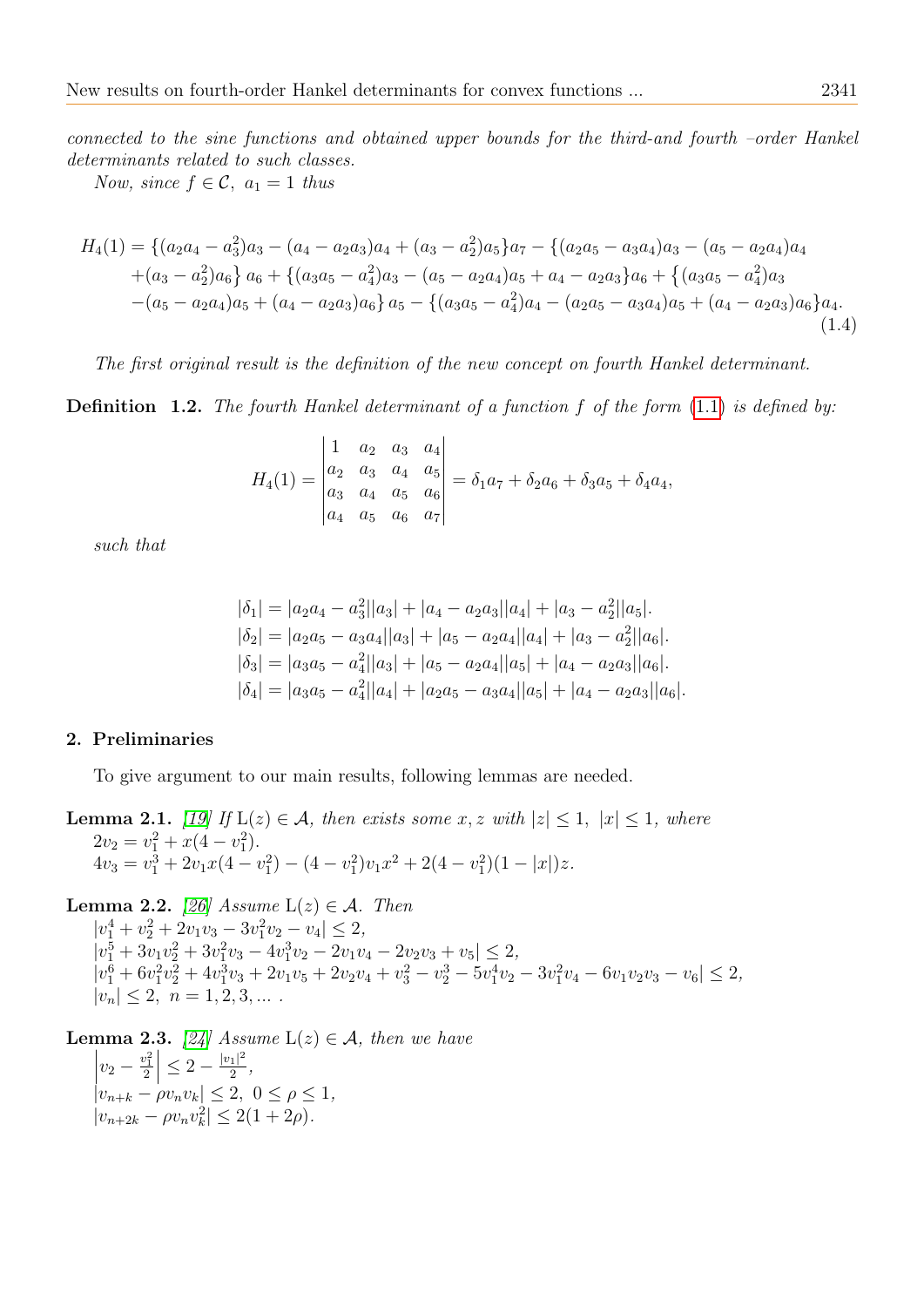*connected to the sine functions and obtained upper bounds for the third-and fourth –order Hankel determinants related to such classes.*

*Now, since $f \in \mathcal{C}$, $a_1 = 1$ thus*

$$
\begin{aligned}
H_4(1) = &\{(a_2a_4 - a_3^2)a_3 - (a_4 - a_2a_3)a_4 + (a_3 - a_2^2)a_5\}a_7 - \{(a_2a_5 - a_3a_4)a_3 - (a_5 - a_2a_4)a_4 \\
&+ (a_3 - a_2^2)a_6\}\, a_6 + \{(a_3a_5 - a_4^2)a_3 - (a_5 - a_2a_4)a_5 + a_4 - a_2a_3\}a_6 + \{(a_3a_5 - a_4^2)a_3 \\
&-(a_5 - a_2a_4)a_5 + (a_4 - a_2a_3)a_6\}\, a_5 - \{(a_3a_5 - a_4^2)a_4 - (a_2a_5 - a_3a_4)a_5 + (a_4 - a_2a_3)a_6\}a_4.
\end{aligned} \tag{1.4}
$$

*The first original result is the definition of the new concept on fourth Hankel determinant.*

**Definition 1.2.** *The fourth Hankel determinant of a function $f$ of the form (1.1) is defined by:*

$$
H_4(1) = \begin{vmatrix} 1 & a_2 & a_3 & a_4 \\ a_2 & a_3 & a_4 & a_5 \\ a_3 & a_4 & a_5 & a_6 \\ a_4 & a_5 & a_6 & a_7 \end{vmatrix} = \delta_1 a_7 + \delta_2 a_6 + \delta_3 a_5 + \delta_4 a_4,
$$

*such that*

$$
\begin{aligned}
|\delta_1| &= |a_2a_4 - a_3^2||a_3| + |a_4 - a_2a_3||a_4| + |a_3 - a_2^2||a_5|. \\
|\delta_2| &= |a_2a_5 - a_3a_4||a_3| + |a_5 - a_2a_4||a_4| + |a_3 - a_2^2||a_6|. \\
|\delta_3| &= |a_3a_5 - a_4^2||a_3| + |a_5 - a_2a_4||a_5| + |a_4 - a_2a_3||a_6|. \\
|\delta_4| &= |a_3a_5 - a_4^2||a_4| + |a_2a_5 - a_3a_4||a_5| + |a_4 - a_2a_3||a_6|.
\end{aligned}
$$

## 2. Preliminaries

To give argument to our main results, following lemmas are needed.

**Lemma 2.1.** *[19] If $\mathrm{L}(z) \in \mathcal{A}$, then exists some $x, z$ with $|z| \le 1$, $|x| \le 1$, where*
$2v_2 = v_1^2 + x(4 - v_1^2)$.
$4v_3 = v_1^3 + 2v_1x(4 - v_1^2) - (4 - v_1^2)v_1x^2 + 2(4 - v_1^2)(1 - |x|)z$.

**Lemma 2.2.** *[26] Assume $\mathrm{L}(z) \in \mathcal{A}$. Then*
$|v_1^4 + v_2^2 + 2v_1v_3 - 3v_1^2v_2 - v_4| \le 2$,
$|v_1^5 + 3v_1v_2^2 + 3v_1^2v_3 - 4v_1^3v_2 - 2v_1v_4 - 2v_2v_3 + v_5| \le 2$,
$|v_1^6 + 6v_1^2v_2^2 + 4v_1^3v_3 + 2v_1v_5 + 2v_2v_4 + v_3^2 - v_2^3 - 5v_1^4v_2 - 3v_1^2v_4 - 6v_1v_2v_3 - v_6| \le 2$,
$|v_n| \le 2$, $n = 1, 2, 3, \ldots$ .

**Lemma 2.3.** *[24] Assume $\mathrm{L}(z) \in \mathcal{A}$, then we have*
$\left|v_2 - \frac{v_1^2}{2}\right| \le 2 - \frac{|v_1|^2}{2}$,
$|v_{n+k} - \rho v_n v_k| \le 2$, $0 \le \rho \le 1$,
$|v_{n+2k} - \rho v_n v_k^2| \le 2(1 + 2\rho)$.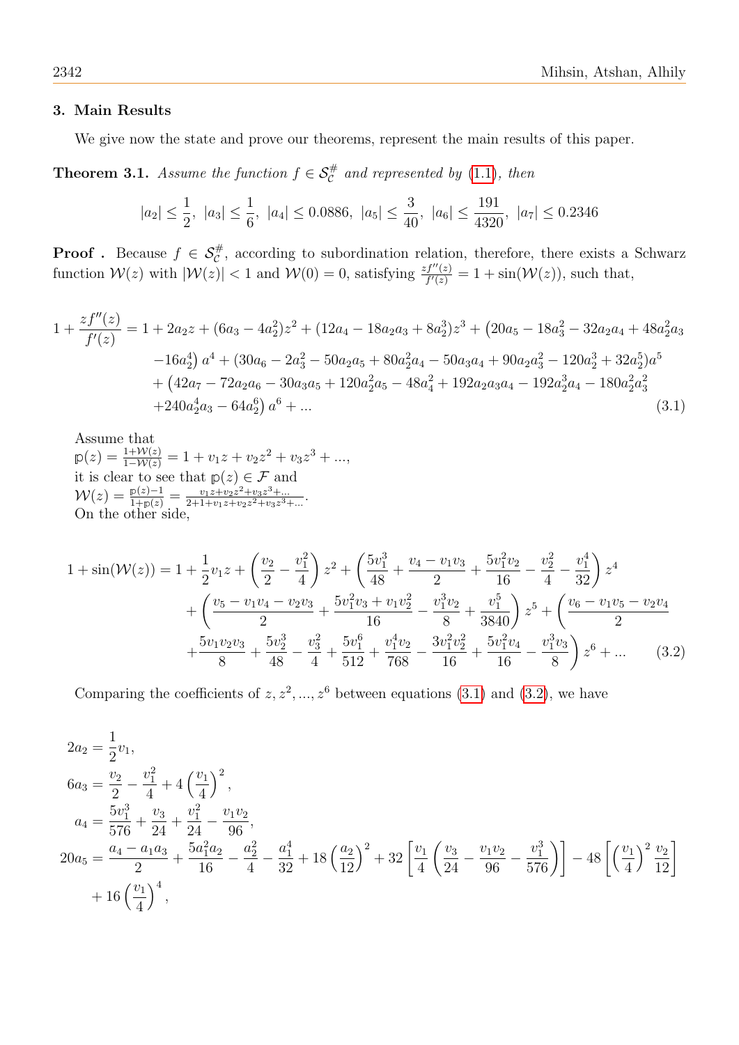## 3. Main Results

We give now the state and prove our theorems, represent the main results of this paper.

**Theorem 3.1.** *Assume the function $f \in \mathcal{S}_{\mathcal{C}}^{\#}$ and represented by (1.1), then*

$$|a_2| \le \frac{1}{2},\ |a_3| \le \frac{1}{6},\ |a_4| \le 0.0886,\ |a_5| \le \frac{3}{40},\ |a_6| \le \frac{191}{4320},\ |a_7| \le 0.2346$$

**Proof .** Because $f \in \mathcal{S}_{\mathcal{C}}^{\#}$, according to subordination relation, therefore, there exists a Schwarz function $\mathcal{W}(z)$ with $|\mathcal{W}(z)| < 1$ and $\mathcal{W}(0) = 0$, satisfying $\frac{zf''(z)}{f'(z)} = 1 + \sin(\mathcal{W}(z))$, such that,

$$\begin{aligned}
1 + \frac{zf''(z)}{f'(z)} &= 1 + 2a_2 z + (6a_3 - 4a_2^2)z^2 + (12a_4 - 18a_2a_3 + 8a_2^3)z^3 + \big(20a_5 - 18a_3^2 - 32a_2a_4 + 48a_2^2a_3 \\
&\quad -16a_2^4\big)\, a^4 + (30a_6 - 2a_3^2 - 50a_2a_5 + 80a_2^2a_4 - 50a_3a_4 + 90a_2a_3^2 - 120a_2^3 + 32a_2^5)a^5 \\
&\quad + \big(42a_7 - 72a_2a_6 - 30a_3a_5 + 120a_2^2a_5 - 48a_4^2 + 192a_2a_3a_4 - 192a_2^3a_4 - 180a_2^2a_3^2 \\
&\quad +240a_2^4a_3 - 64a_2^6\big)\, a^6 + \ldots
\end{aligned} \tag{3.1}$$

Assume that
$\mathbb{p}(z) = \frac{1+\mathcal{W}(z)}{1-\mathcal{W}(z)} = 1 + v_1 z + v_2 z^2 + v_3 z^3 + \ldots,$
it is clear to see that $\mathbb{p}(z) \in \mathcal{F}$ and
$\mathcal{W}(z) = \frac{\mathbb{p}(z)-1}{1+\mathbb{p}(z)} = \frac{v_1 z + v_2 z^2 + v_3 z^3 + \ldots}{2+1+v_1 z + v_2 z^2 + v_3 z^3 + \ldots}.$
On the other side,

$$\begin{aligned}
1 + \sin(\mathcal{W}(z)) &= 1 + \frac{1}{2}v_1 z + \left(\frac{v_2}{2} - \frac{v_1^2}{4}\right) z^2 + \left(\frac{5v_1^3}{48} + \frac{v_4 - v_1 v_3}{2} + \frac{5v_1^2 v_2}{16} - \frac{v_2^2}{4} - \frac{v_1^4}{32}\right) z^4 \\
&\quad + \left(\frac{v_5 - v_1v_4 - v_2v_3}{2} + \frac{5v_1^2 v_3 + v_1 v_2^2}{16} - \frac{v_1^3 v_2}{8} + \frac{v_1^5}{3840}\right) z^5 + \left(\frac{v_6 - v_1 v_5 - v_2 v_4}{2}\right. \\
&\quad \left. + \frac{5v_1 v_2 v_3}{8} + \frac{5v_2^3}{48} - \frac{v_3^2}{4} + \frac{5v_1^6}{512} + \frac{v_1^4 v_2}{768} - \frac{3v_1^2 v_2^2}{16} + \frac{5v_1^2 v_4}{16} - \frac{v_1^3 v_3}{8}\right) z^6 + \ldots
\end{aligned} \tag{3.2}$$

Comparing the coefficients of $z, z^2, \ldots, z^6$ between equations (3.1) and (3.2), we have

$$\begin{aligned}
2a_2 &= \frac{1}{2}v_1, \\
6a_3 &= \frac{v_2}{2} - \frac{v_1^2}{4} + 4\left(\frac{v_1}{4}\right)^2, \\
a_4 &= \frac{5v_1^3}{576} + \frac{v_3}{24} + \frac{v_1^2}{24} - \frac{v_1 v_2}{96}, \\
20a_5 &= \frac{a_4 - a_1 a_3}{2} + \frac{5a_1^2 a_2}{16} - \frac{a_2^2}{4} - \frac{a_1^4}{32} + 18\left(\frac{a_2}{12}\right)^2 + 32\left[\frac{v_1}{4}\left(\frac{v_3}{24} - \frac{v_1 v_2}{96} - \frac{v_1^3}{576}\right)\right] - 48\left[\left(\frac{v_1}{4}\right)^2 \frac{v_2}{12}\right] \\
&\quad + 16\left(\frac{v_1}{4}\right)^4,
\end{aligned}$$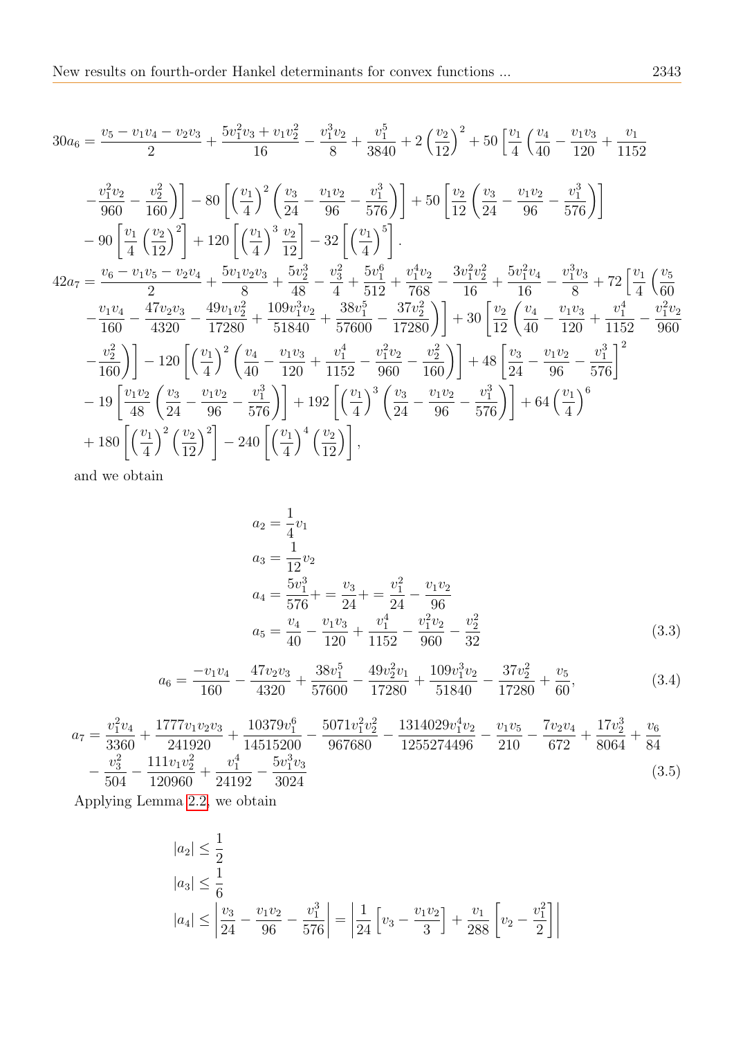$$30a_6 = \frac{v_5 - v_1v_4 - v_2v_3}{2} + \frac{5v_1^2v_3 + v_1v_2^2}{16} - \frac{v_1^3v_2}{8} + \frac{v_1^5}{3840} + 2\left(\frac{v_2}{12}\right)^2 + 50\left[\frac{v_1}{4}\left(\frac{v_4}{40} - \frac{v_1v_3}{120} + \frac{v_1}{1152}\right.\right.$$

$$\left.\left. - \frac{v_1^2v_2}{960} - \frac{v_2^2}{160}\right)\right] - 80\left[\left(\frac{v_1}{4}\right)^2\left(\frac{v_3}{24} - \frac{v_1v_2}{96} - \frac{v_1^3}{576}\right)\right] + 50\left[\frac{v_2}{12}\left(\frac{v_3}{24} - \frac{v_1v_2}{96} - \frac{v_1^3}{576}\right)\right]$$

$$- 90\left[\frac{v_1}{4}\left(\frac{v_2}{12}\right)^2\right] + 120\left[\left(\frac{v_1}{4}\right)^3\frac{v_2}{12}\right] - 32\left[\left(\frac{v_1}{4}\right)^5\right].$$

$$42a_7 = \frac{v_6 - v_1v_5 - v_2v_4}{2} + \frac{5v_1v_2v_3}{8} + \frac{5v_2^3}{48} - \frac{v_3^2}{4} + \frac{5v_1^6}{512} + \frac{v_1^4v_2}{768} - \frac{3v_1^2v_2^2}{16} + \frac{5v_1^2v_4}{16} - \frac{v_1^3v_3}{8} + 72\left[\frac{v_1}{4}\left(\frac{v_5}{60}\right.\right.$$

$$\left.\left. - \frac{v_1v_4}{160} - \frac{47v_2v_3}{4320} - \frac{49v_1v_2^2}{17280} + \frac{109v_1^3v_2}{51840} + \frac{38v_1^5}{57600} - \frac{37v_2^2}{17280}\right)\right] + 30\left[\frac{v_2}{12}\left(\frac{v_4}{40} - \frac{v_1v_3}{120} + \frac{v_1^4}{1152} - \frac{v_1^2v_2}{960}\right.\right.$$

$$\left.\left. - \frac{v_2^2}{160}\right)\right] - 120\left[\left(\frac{v_1}{4}\right)^2\left(\frac{v_4}{40} - \frac{v_1v_3}{120} + \frac{v_1^4}{1152} - \frac{v_1^2v_2}{960} - \frac{v_2^2}{160}\right)\right] + 48\left[\frac{v_3}{24} - \frac{v_1v_2}{96} - \frac{v_1^3}{576}\right]^2$$

$$- 19\left[\frac{v_1v_2}{48}\left(\frac{v_3}{24} - \frac{v_1v_2}{96} - \frac{v_1^3}{576}\right)\right] + 192\left[\left(\frac{v_1}{4}\right)^3\left(\frac{v_3}{24} - \frac{v_1v_2}{96} - \frac{v_1^3}{576}\right)\right] + 64\left(\frac{v_1}{4}\right)^6$$

$$+ 180\left[\left(\frac{v_1}{4}\right)^2\left(\frac{v_2}{12}\right)^2\right] - 240\left[\left(\frac{v_1}{4}\right)^4\left(\frac{v_2}{12}\right)\right],$$

and we obtain

$$\begin{aligned}
a_2 &= \frac{1}{4}v_1 \\
a_3 &= \frac{1}{12}v_2 \\
a_4 &= \frac{5v_1^3}{576} + = \frac{v_3}{24} + = \frac{v_1^2}{24} - \frac{v_1v_2}{96} \\
a_5 &= \frac{v_4}{40} - \frac{v_1v_3}{120} + \frac{v_1^4}{1152} - \frac{v_1^2v_2}{960} - \frac{v_2^2}{32}
\end{aligned} \tag{3.3}$$

$$a_6 = \frac{-v_1v_4}{160} - \frac{47v_2v_3}{4320} + \frac{38v_1^5}{57600} - \frac{49v_2^2v_1}{17280} + \frac{109v_1^3v_2}{51840} - \frac{37v_2^2}{17280} + \frac{v_5}{60}, \tag{3.4}$$

$$a_7 = \frac{v_1^2v_4}{3360} + \frac{1777v_1v_2v_3}{241920} + \frac{10379v_1^6}{14515200} - \frac{5071v_1^2v_2^2}{967680} - \frac{1314029v_1^4v_2}{1255274496} - \frac{v_1v_5}{210} - \frac{7v_2v_4}{672} + \frac{17v_2^3}{8064} + \frac{v_6}{84}$$
$$- \frac{v_3^2}{504} - \frac{111v_1v_2^2}{120960} + \frac{v_1^4}{24192} - \frac{5v_1^3v_3}{3024} \tag{3.5}$$

Applying Lemma 2.2, we obtain

$$\begin{aligned}
|a_2| &\le \frac{1}{2} \\
|a_3| &\le \frac{1}{6} \\
|a_4| &\le \left|\frac{v_3}{24} - \frac{v_1v_2}{96} - \frac{v_1^3}{576}\right| = \left|\frac{1}{24}\left[v_3 - \frac{v_1v_2}{3}\right] + \frac{v_1}{288}\left[v_2 - \frac{v_1^2}{2}\right]\right|
\end{aligned}$$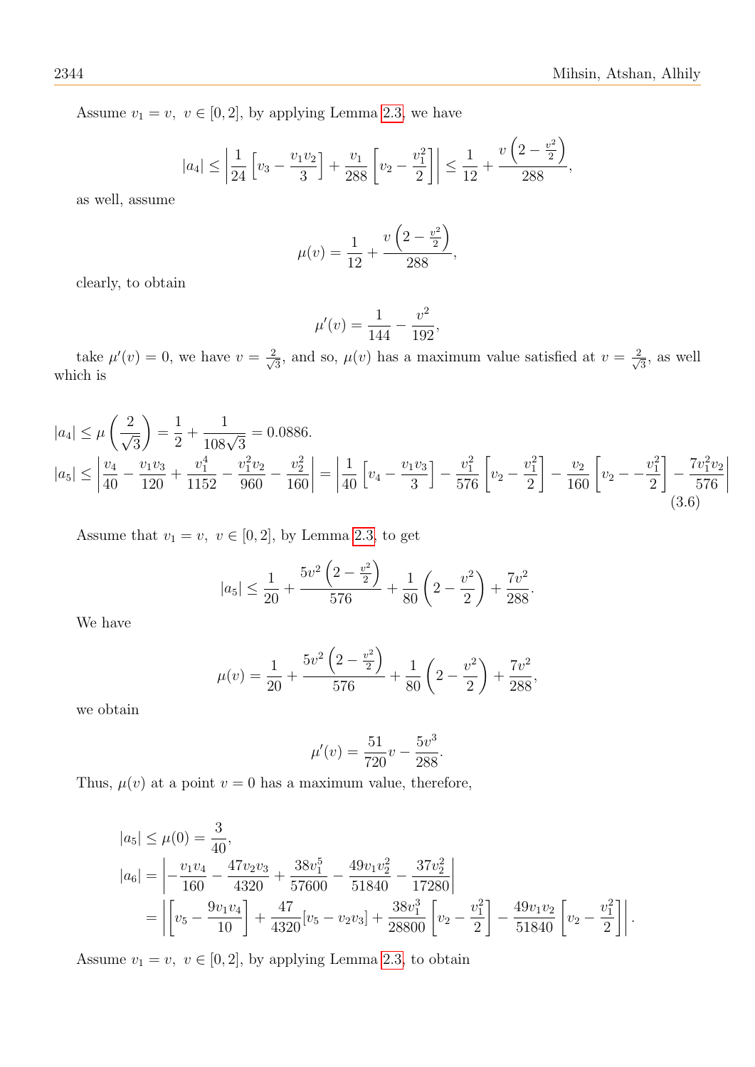Assume $v_1 = v,\ v \in [0,2]$, by applying Lemma 2.3, we have

$$|a_4| \leq \left| \frac{1}{24}\left[v_3 - \frac{v_1 v_2}{3}\right] + \frac{v_1}{288}\left[v_2 - \frac{v_1^2}{2}\right] \right| \leq \frac{1}{12} + \frac{v\left(2 - \frac{v^2}{2}\right)}{288},$$

as well, assume

$$\mu(v) = \frac{1}{12} + \frac{v\left(2 - \frac{v^2}{2}\right)}{288},$$

clearly, to obtain

$$\mu'(v) = \frac{1}{144} - \frac{v^2}{192},$$

take $\mu'(v) = 0$, we have $v = \frac{2}{\sqrt{3}}$, and so, $\mu(v)$ has a maximum value satisfied at $v = \frac{2}{\sqrt{3}}$, as well which is

$$|a_4| \leq \mu\left(\frac{2}{\sqrt{3}}\right) = \frac{1}{2} + \frac{1}{108\sqrt{3}} = 0.0886.$$

$$|a_5| \leq \left| \frac{v_4}{40} - \frac{v_1 v_3}{120} + \frac{v_1^4}{1152} - \frac{v_1^2 v_2}{960} - \frac{v_2^2}{160} \right| = \left| \frac{1}{40}\left[v_4 - \frac{v_1 v_3}{3}\right] - \frac{v_1^2}{576}\left[v_2 - \frac{v_1^2}{2}\right] - \frac{v_2}{160}\left[v_2 - -\frac{v_1^2}{2}\right] - \frac{7v_1^2 v_2}{576} \right| \tag{3.6}$$

Assume that $v_1 = v,\ v \in [0,2]$, by Lemma 2.3, to get

$$|a_5| \leq \frac{1}{20} + \frac{5v^2\left(2 - \frac{v^2}{2}\right)}{576} + \frac{1}{80}\left(2 - \frac{v^2}{2}\right) + \frac{7v^2}{288}.$$

We have

$$\mu(v) = \frac{1}{20} + \frac{5v^2\left(2 - \frac{v^2}{2}\right)}{576} + \frac{1}{80}\left(2 - \frac{v^2}{2}\right) + \frac{7v^2}{288},$$

we obtain

$$\mu'(v) = \frac{51}{720}v - \frac{5v^3}{288}.$$

Thus, $\mu(v)$ at a point $v = 0$ has a maximum value, therefore,

$$|a_5| \leq \mu(0) = \frac{3}{40},$$

$$\begin{aligned}
|a_6| &= \left| -\frac{v_1 v_4}{160} - \frac{47 v_2 v_3}{4320} + \frac{38 v_1^5}{57600} - \frac{49 v_1 v_2^2}{51840} - \frac{37 v_2^2}{17280} \right| \\
&= \left| \left[v_5 - \frac{9 v_1 v_4}{10}\right] + \frac{47}{4320}[v_5 - v_2 v_3] + \frac{38 v_1^3}{28800}\left[v_2 - \frac{v_1^2}{2}\right] - \frac{49 v_1 v_2}{51840}\left[v_2 - \frac{v_1^2}{2}\right] \right|.
\end{aligned}$$

Assume $v_1 = v,\ v \in [0,2]$, by applying Lemma 2.3, to obtain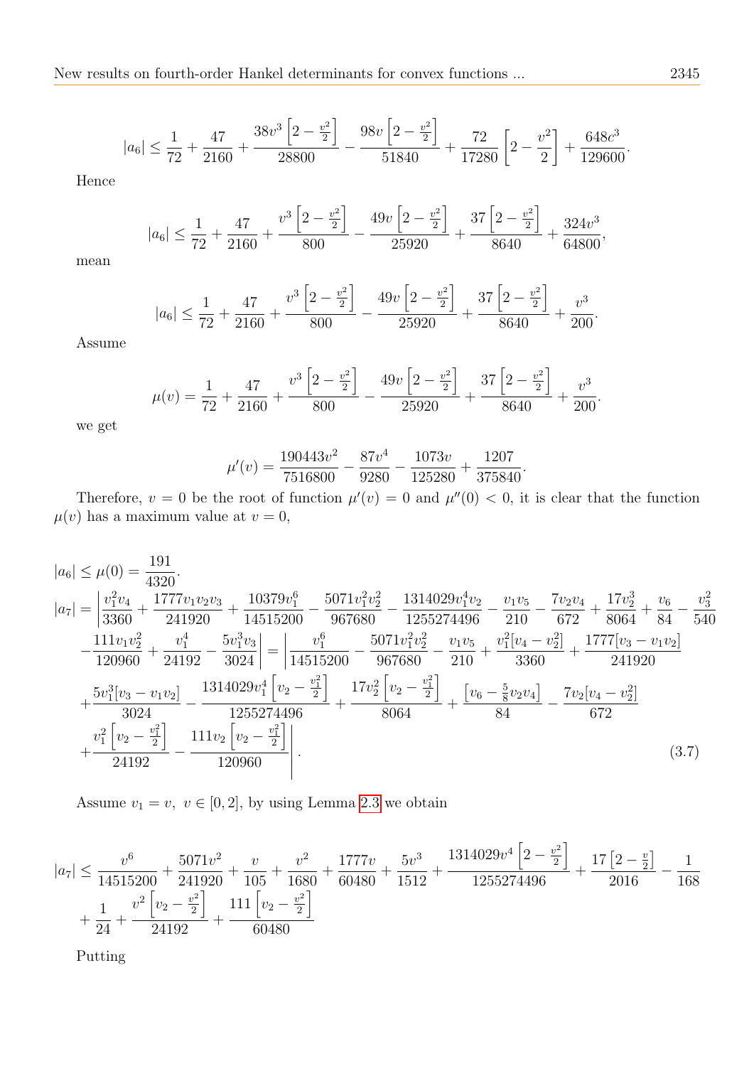$$|a_6| \le \frac{1}{72} + \frac{47}{2160} + \frac{38v^3\left[2-\frac{v^2}{2}\right]}{28800} - \frac{98v\left[2-\frac{v^2}{2}\right]}{51840} + \frac{72}{17280}\left[2-\frac{v^2}{2}\right] + \frac{648c^3}{129600}.$$

Hence

$$|a_6| \le \frac{1}{72} + \frac{47}{2160} + \frac{v^3\left[2-\frac{v^2}{2}\right]}{800} - \frac{49v\left[2-\frac{v^2}{2}\right]}{25920} + \frac{37\left[2-\frac{v^2}{2}\right]}{8640} + \frac{324v^3}{64800},$$

mean

$$|a_6| \le \frac{1}{72} + \frac{47}{2160} + \frac{v^3\left[2-\frac{v^2}{2}\right]}{800} - \frac{49v\left[2-\frac{v^2}{2}\right]}{25920} + \frac{37\left[2-\frac{v^2}{2}\right]}{8640} + \frac{v^3}{200}.$$

Assume

$$\mu(v) = \frac{1}{72} + \frac{47}{2160} + \frac{v^3\left[2-\frac{v^2}{2}\right]}{800} - \frac{49v\left[2-\frac{v^2}{2}\right]}{25920} + \frac{37\left[2-\frac{v^2}{2}\right]}{8640} + \frac{v^3}{200}.$$

we get

$$\mu'(v) = \frac{190443v^2}{7516800} - \frac{87v^4}{9280} - \frac{1073v}{125280} + \frac{1207}{375840}.$$

Therefore, $v=0$ be the root of function $\mu'(v)=0$ and $\mu''(0)<0$, it is clear that the function $\mu(v)$ has a maximum value at $v=0$,

$$|a_6| \le \mu(0) = \frac{191}{4320}.$$

$$\begin{aligned}
|a_7| = &\left|\frac{v_1^2v_4}{3360} + \frac{1777v_1v_2v_3}{241920} + \frac{10379v_1^6}{14515200} - \frac{5071v_1^2v_2^2}{967680} - \frac{1314029v_1^4v_2}{1255274496} - \frac{v_1v_5}{210} - \frac{7v_2v_4}{672} + \frac{17v_2^3}{8064} + \frac{v_6}{84} - \frac{v_3^2}{540}\right.\\
&\left.-\frac{111v_1v_2^2}{120960} + \frac{v_1^4}{24192} - \frac{5v_1^3v_3}{3024}\right| = \left|\frac{v_1^6}{14515200} - \frac{5071v_1^2v_2^2}{967680} - \frac{v_1v_5}{210} + \frac{v_1^2[v_4-v_2^2]}{3360} + \frac{1777[v_3-v_1v_2]}{241920}\right.\\
&+\frac{5v_1^3[v_3-v_1v_2]}{3024} - \frac{1314029v_1^4\left[v_2-\frac{v_1^2}{2}\right]}{1255274496} + \frac{17v_2^2\left[v_2-\frac{v_1^2}{2}\right]}{8064} + \frac{\left[v_6-\frac{5}{8}v_2v_4\right]}{84} - \frac{7v_2[v_4-v_2^2]}{672}\\
&\left.+\frac{v_1^2\left[v_2-\frac{v_1^2}{2}\right]}{24192} - \frac{111v_2\left[v_2-\frac{v_1^2}{2}\right]}{120960}\right|.
\end{aligned}\tag{3.7}$$

Assume $v_1=v,\ v\in[0,2]$, by using Lemma 2.3 we obtain

$$\begin{aligned}
|a_7| \le &\frac{v^6}{14515200} + \frac{5071v^2}{241920} + \frac{v}{105} + \frac{v^2}{1680} + \frac{1777v}{60480} + \frac{5v^3}{1512} + \frac{1314029v^4\left[2-\frac{v^2}{2}\right]}{1255274496} + \frac{17\left[2-\frac{v}{2}\right]}{2016} - \frac{1}{168}\\
&+\frac{1}{24} + \frac{v^2\left[v_2-\frac{v^2}{2}\right]}{24192} + \frac{111\left[v_2-\frac{v^2}{2}\right]}{60480}
\end{aligned}$$

Putting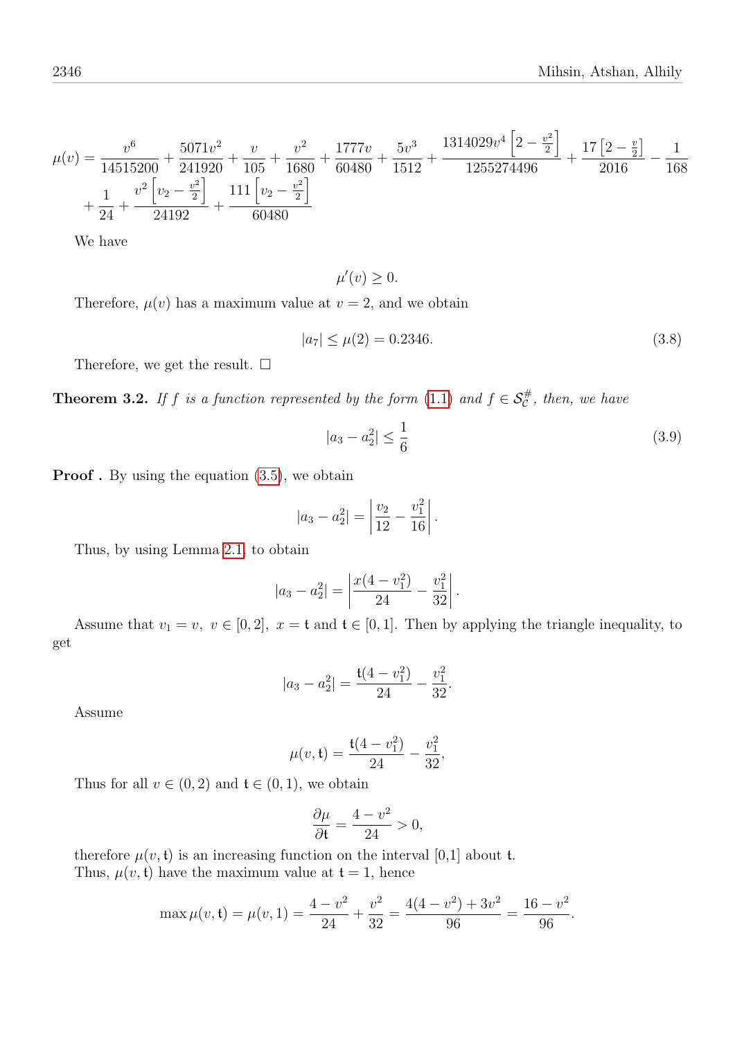$$\mu(v)=\frac{v^6}{14515200}+\frac{5071v^2}{241920}+\frac{v}{105}+\frac{v^2}{1680}+\frac{1777v}{60480}+\frac{5v^3}{1512}+\frac{1314029v^4\left[2-\frac{v^2}{2}\right]}{1255274496}+\frac{17\left[2-\frac{v}{2}\right]}{2016}-\frac{1}{168}$$
$$+\frac{1}{24}+\frac{v^2\left[v_2-\frac{v^2}{2}\right]}{24192}+\frac{111\left[v_2-\frac{v^2}{2}\right]}{60480}$$

We have

$$\mu'(v)\geq 0.$$

Therefore, $\mu(v)$ has a maximum value at $v=2$, and we obtain

$$|a_7|\leq \mu(2)=0.2346. \tag{3.8}$$

Therefore, we get the result. $\square$

**Theorem 3.2.** *If $f$ is a function represented by the form (1.1) and $f\in\mathcal{S}_{\mathcal{C}}^{\#}$, then, we have*

$$|a_3-a_2^2|\leq \frac{1}{6} \tag{3.9}$$

**Proof .** By using the equation (3.5), we obtain

$$|a_3-a_2^2|=\left|\frac{v_2}{12}-\frac{v_1^2}{16}\right|.$$

Thus, by using Lemma 2.1, to obtain

$$|a_3-a_2^2|=\left|\frac{x(4-v_1^2)}{24}-\frac{v_1^2}{32}\right|.$$

Assume that $v_1=v,\ v\in[0,2],\ x=\mathfrak{t}$ and $\mathfrak{t}\in[0,1]$. Then by applying the triangle inequality, to get

$$|a_3-a_2^2|=\frac{\mathfrak{t}(4-v_1^2)}{24}-\frac{v_1^2}{32}.$$

Assume

$$\mu(v,\mathfrak{t})=\frac{\mathfrak{t}(4-v_1^2)}{24}-\frac{v_1^2}{32},$$

Thus for all $v\in(0,2)$ and $\mathfrak{t}\in(0,1)$, we obtain

$$\frac{\partial\mu}{\partial\mathfrak{t}}=\frac{4-v^2}{24}>0,$$

therefore $\mu(v,\mathfrak{t})$ is an increasing function on the interval [0,1] about $\mathfrak{t}$.
Thus, $\mu(v,\mathfrak{t})$ have the maximum value at $\mathfrak{t}=1$, hence

$$\max\mu(v,\mathfrak{t})=\mu(v,1)=\frac{4-v^2}{24}+\frac{v^2}{32}=\frac{4(4-v^2)+3v^2}{96}=\frac{16-v^2}{96}.$$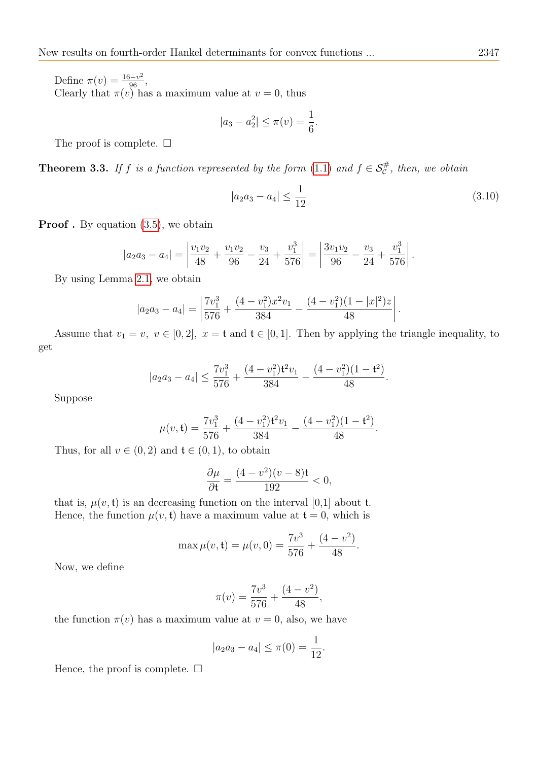Define $\pi(v) = \frac{16-v^2}{96}$,
Clearly that $\pi(v)$ has a maximum value at $v = 0$, thus

$$|a_3 - a_2^2| \le \pi(v) = \frac{1}{6}.$$

The proof is complete. □

**Theorem 3.3.** *If $f$ is a function represented by the form (1.1) and $f \in \mathcal{S}_{\mathcal{C}}^{\#}$, then, we obtain*

$$|a_2 a_3 - a_4| \le \frac{1}{12} \tag{3.10}$$

**Proof .** By equation (3.5), we obtain

$$|a_2 a_3 - a_4| = \left| \frac{v_1 v_2}{48} + \frac{v_1 v_2}{96} - \frac{v_3}{24} + \frac{v_1^3}{576} \right| = \left| \frac{3 v_1 v_2}{96} - \frac{v_3}{24} + \frac{v_1^3}{576} \right|.$$

By using Lemma 2.1, we obtain

$$|a_2 a_3 - a_4| = \left| \frac{7 v_1^3}{576} + \frac{(4 - v_1^2) x^2 v_1}{384} - \frac{(4 - v_1^2)(1 - |x|^2) z}{48} \right|.$$

Assume that $v_1 = v,\ v \in [0, 2],\ x = \mathfrak{t}$ and $\mathfrak{t} \in [0, 1]$. Then by applying the triangle inequality, to get

$$|a_2 a_3 - a_4| \le \frac{7 v_1^3}{576} + \frac{(4 - v_1^2)\mathfrak{t}^2 v_1}{384} - \frac{(4 - v_1^2)(1 - \mathfrak{t}^2)}{48}.$$

Suppose

$$\mu(v, \mathfrak{t}) = \frac{7 v_1^3}{576} + \frac{(4 - v_1^2)\mathfrak{t}^2 v_1}{384} - \frac{(4 - v_1^2)(1 - \mathfrak{t}^2)}{48}.$$

Thus, for all $v \in (0, 2)$ and $\mathfrak{t} \in (0, 1)$, to obtain

$$\frac{\partial \mu}{\partial \mathfrak{t}} = \frac{(4 - v^2)(v - 8)\mathfrak{t}}{192} < 0,$$

that is, $\mu(v, \mathfrak{t})$ is an decreasing function on the interval [0,1] about $\mathfrak{t}$.
Hence, the function $\mu(v, \mathfrak{t})$ have a maximum value at $\mathfrak{t} = 0$, which is

$$\max \mu(v, \mathfrak{t}) = \mu(v, 0) = \frac{7 v^3}{576} + \frac{(4 - v^2)}{48}.$$

Now, we define

$$\pi(v) = \frac{7 v^3}{576} + \frac{(4 - v^2)}{48},$$

the function $\pi(v)$ has a maximum value at $v = 0$, also, we have

$$|a_2 a_3 - a_4| \le \pi(0) = \frac{1}{12}.$$

Hence, the proof is complete. □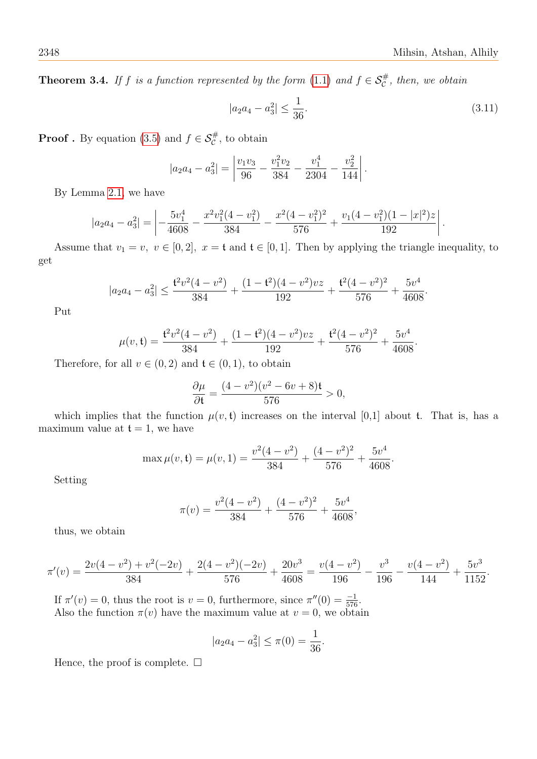**Theorem 3.4.** *If $f$ is a function represented by the form (1.1) and $f \in \mathcal{S}_{\mathcal{C}}^{\#}$, then, we obtain*

$$|a_2a_4 - a_3^2| \leq \frac{1}{36}. \tag{3.11}$$

**Proof .** By equation (3.5) and $f \in \mathcal{S}_{\mathcal{C}}^{\#}$, to obtain

$$|a_2a_4 - a_3^2| = \left| \frac{v_1v_3}{96} - \frac{v_1^2v_2}{384} - \frac{v_1^4}{2304} - \frac{v_2^2}{144} \right|.$$

By Lemma 2.1, we have

$$|a_2a_4 - a_3^2| = \left| -\frac{5v_1^4}{4608} - \frac{x^2v_1^2(4-v_1^2)}{384} - \frac{x^2(4-v_1^2)^2}{576} + \frac{v_1(4-v_1^2)(1-|x|^2)z}{192} \right|.$$

Assume that $v_1 = v,\ v \in [0,2],\ x = \mathfrak{t}$ and $\mathfrak{t} \in [0,1]$. Then by applying the triangle inequality, to get

$$|a_2a_4 - a_3^2| \leq \frac{\mathfrak{t}^2v^2(4-v^2)}{384} + \frac{(1-\mathfrak{t}^2)(4-v^2)vz}{192} + \frac{\mathfrak{t}^2(4-v^2)^2}{576} + \frac{5v^4}{4608}.$$

Put

$$\mu(v,\mathfrak{t}) = \frac{\mathfrak{t}^2v^2(4-v^2)}{384} + \frac{(1-\mathfrak{t}^2)(4-v^2)vz}{192} + \frac{\mathfrak{t}^2(4-v^2)^2}{576} + \frac{5v^4}{4608}.$$

Therefore, for all $v \in (0,2)$ and $\mathfrak{t} \in (0,1)$, to obtain

$$\frac{\partial \mu}{\partial \mathfrak{t}} = \frac{(4-v^2)(v^2-6v+8)\mathfrak{t}}{576} > 0,$$

which implies that the function $\mu(v,\mathfrak{t})$ increases on the interval [0,1] about $\mathfrak{t}$. That is, has a maximum value at $\mathfrak{t} = 1$, we have

$$\max \mu(v,\mathfrak{t}) = \mu(v,1) = \frac{v^2(4-v^2)}{384} + \frac{(4-v^2)^2}{576} + \frac{5v^4}{4608}.$$

Setting

$$\pi(v) = \frac{v^2(4-v^2)}{384} + \frac{(4-v^2)^2}{576} + \frac{5v^4}{4608},$$

thus, we obtain

$$\pi'(v) = \frac{2v(4-v^2) + v^2(-2v)}{384} + \frac{2(4-v^2)(-2v)}{576} + \frac{20v^3}{4608} = \frac{v(4-v^2)}{196} - \frac{v^3}{196} - \frac{v(4-v^2)}{144} + \frac{5v^3}{1152}.$$

If $\pi'(v) = 0$, thus the root is $v = 0$, furthermore, since $\pi''(0) = \frac{-1}{576}$.
Also the function $\pi(v)$ have the maximum value at $v = 0$, we obtain

$$|a_2a_4 - a_3^2| \leq \pi(0) = \frac{1}{36}.$$

Hence, the proof is complete. □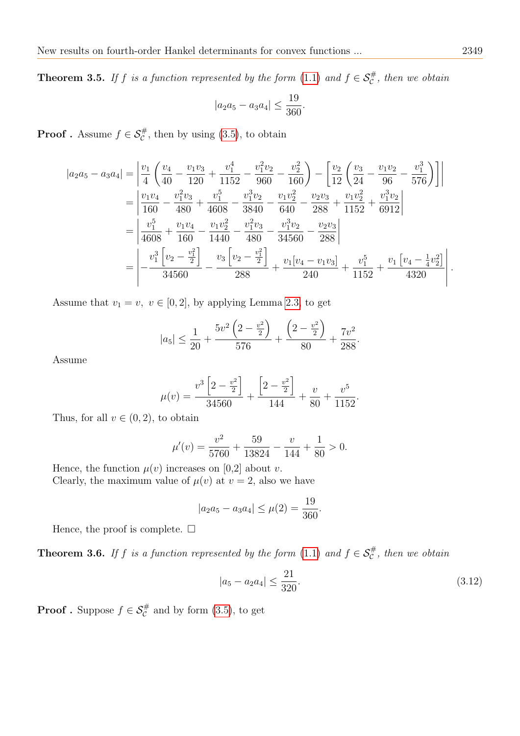**Theorem 3.5.** *If $f$ is a function represented by the form (1.1) and $f \in \mathcal{S}_{\mathcal{C}}^{\#}$, then we obtain*

$$|a_2a_5 - a_3a_4| \leq \frac{19}{360}.$$

**Proof .** Assume $f \in \mathcal{S}_{\mathcal{C}}^{\#}$, then by using (3.5), to obtain

$$\begin{aligned}
|a_2a_5 - a_3a_4| &= \left| \frac{v_1}{4}\left(\frac{v_4}{40} - \frac{v_1v_3}{120} + \frac{v_1^4}{1152} - \frac{v_1^2v_2}{960} - \frac{v_2^2}{160}\right) - \left[\frac{v_2}{12}\left(\frac{v_3}{24} - \frac{v_1v_2}{96} - \frac{v_1^3}{576}\right)\right]\right| \\
&= \left| \frac{v_1v_4}{160} - \frac{v_1^2v_3}{480} + \frac{v_1^5}{4608} - \frac{v_1^3v_2}{3840} - \frac{v_1v_2^2}{640} - \frac{v_2v_3}{288} + \frac{v_1v_2^2}{1152} + \frac{v_1^3v_2}{6912}\right| \\
&= \left| \frac{v_1^5}{4608} + \frac{v_1v_4}{160} - \frac{v_1v_2^2}{1440} - \frac{v_1^2v_3}{480} - \frac{v_1^3v_2}{34560} - \frac{v_2v_3}{288}\right| \\
&= \left| -\frac{v_1^3\left[v_2 - \frac{v_1^2}{2}\right]}{34560} - \frac{v_3\left[v_2 - \frac{v_1^2}{2}\right]}{288} + \frac{v_1[v_4 - v_1v_3]}{240} + \frac{v_1^5}{1152} + \frac{v_1\left[v_4 - \frac{1}{4}v_2^2\right]}{4320}\right|.
\end{aligned}$$

Assume that $v_1 = v,\ v \in [0,2]$, by applying Lemma 2.3, to get

$$|a_5| \leq \frac{1}{20} + \frac{5v^2\left(2 - \frac{v^2}{2}\right)}{576} + \frac{\left(2 - \frac{v^2}{2}\right)}{80} + \frac{7v^2}{288}.$$

Assume

$$\mu(v) = \frac{v^3\left[2 - \frac{v^2}{2}\right]}{34560} + \frac{\left[2 - \frac{v^2}{2}\right]}{144} + \frac{v}{80} + \frac{v^5}{1152}.$$

Thus, for all $v \in (0,2)$, to obtain

$$\mu'(v) = \frac{v^2}{5760} + \frac{59}{13824} - \frac{v}{144} + \frac{1}{80} > 0.$$

Hence, the function $\mu(v)$ increases on [0,2] about $v$.
Clearly, the maximum value of $\mu(v)$ at $v = 2$, also we have

$$|a_2a_5 - a_3a_4| \leq \mu(2) = \frac{19}{360}.$$

Hence, the proof is complete. $\square$

**Theorem 3.6.** *If $f$ is a function represented by the form (1.1) and $f \in \mathcal{S}_{\mathcal{C}}^{\#}$, then we obtain*

$$|a_5 - a_2a_4| \leq \frac{21}{320}. \tag{3.12}$$

**Proof .** Suppose $f \in \mathcal{S}_{\mathcal{C}}^{\#}$ and by form (3.5), to get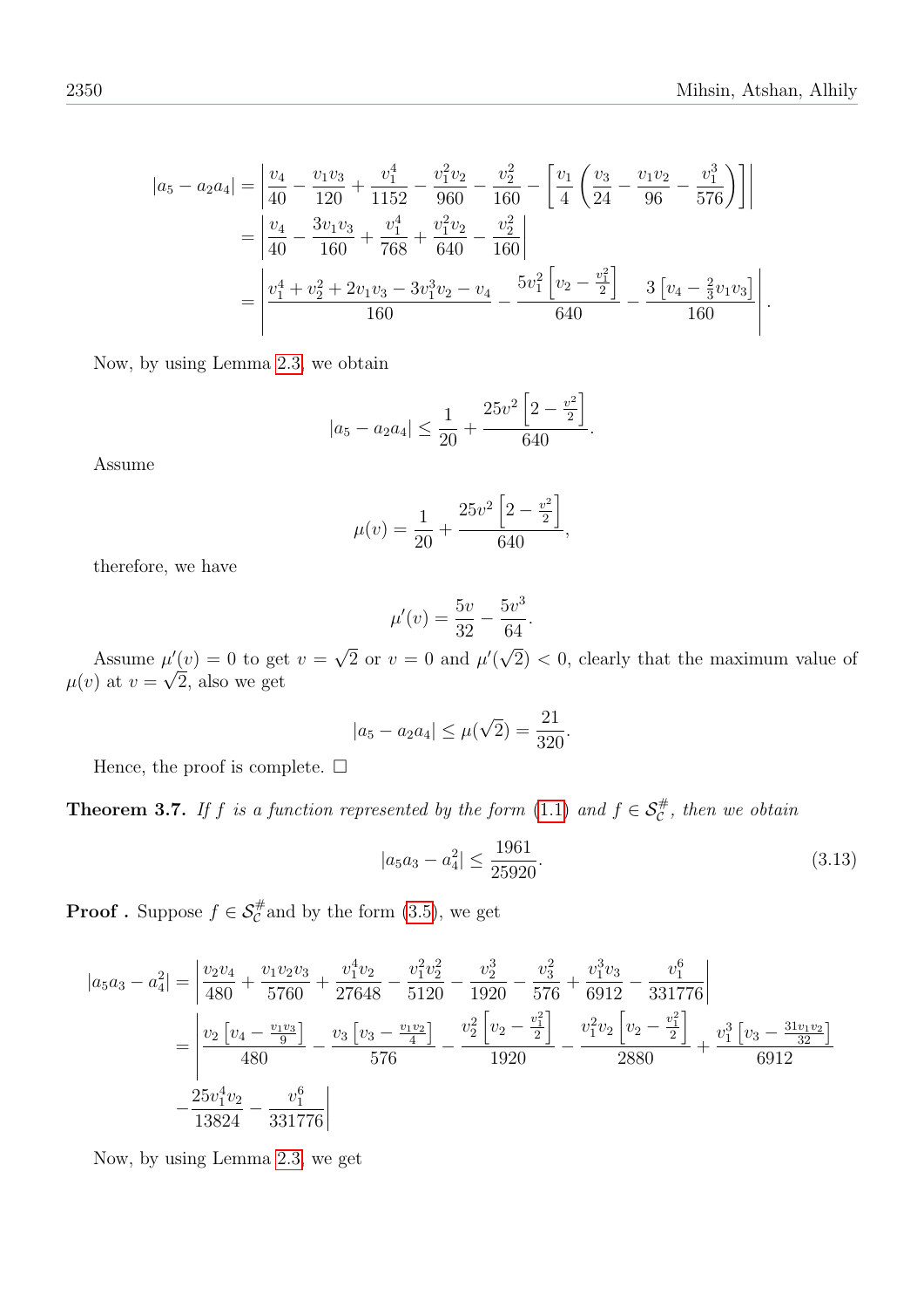$$
\begin{aligned}
|a_5 - a_2 a_4| &= \left| \frac{v_4}{40} - \frac{v_1 v_3}{120} + \frac{v_1^4}{1152} - \frac{v_1^2 v_2}{960} - \frac{v_2^2}{160} - \left[ \frac{v_1}{4} \left( \frac{v_3}{24} - \frac{v_1 v_2}{96} - \frac{v_1^3}{576} \right) \right] \right| \\
&= \left| \frac{v_4}{40} - \frac{3 v_1 v_3}{160} + \frac{v_1^4}{768} + \frac{v_1^2 v_2}{640} - \frac{v_2^2}{160} \right| \\
&= \left| \frac{v_1^4 + v_2^2 + 2 v_1 v_3 - 3 v_1^3 v_2 - v_4}{160} - \frac{5 v_1^2 \left[ v_2 - \frac{v_1^2}{2} \right]}{640} - \frac{3 \left[ v_4 - \frac{2}{3} v_1 v_3 \right]}{160} \right|.
\end{aligned}
$$

Now, by using Lemma 2.3, we obtain

$$
|a_5 - a_2 a_4| \leq \frac{1}{20} + \frac{25 v^2 \left[ 2 - \frac{v^2}{2} \right]}{640}.
$$

Assume

$$
\mu(v) = \frac{1}{20} + \frac{25 v^2 \left[ 2 - \frac{v^2}{2} \right]}{640},
$$

therefore, we have

$$
\mu'(v) = \frac{5v}{32} - \frac{5v^3}{64}.
$$

Assume $\mu'(v) = 0$ to get $v = \sqrt{2}$ or $v = 0$ and $\mu'(\sqrt{2}) < 0$, clearly that the maximum value of $\mu(v)$ at $v = \sqrt{2}$, also we get

$$
|a_5 - a_2 a_4| \leq \mu(\sqrt{2}) = \frac{21}{320}.
$$

Hence, the proof is complete. □

**Theorem 3.7.** *If $f$ is a function represented by the form (1.1) and $f \in \mathcal{S}_{\mathcal{C}}^{\#}$, then we obtain*

$$
|a_5 a_3 - a_4^2| \leq \frac{1961}{25920}. \tag{3.13}
$$

**Proof .** Suppose $f \in \mathcal{S}_{\mathcal{C}}^{\#}$and by the form (3.5), we get

$$
\begin{aligned}
|a_5 a_3 - a_4^2| &= \left| \frac{v_2 v_4}{480} + \frac{v_1 v_2 v_3}{5760} + \frac{v_1^4 v_2}{27648} - \frac{v_1^2 v_2^2}{5120} - \frac{v_2^3}{1920} - \frac{v_3^2}{576} + \frac{v_1^3 v_3}{6912} - \frac{v_1^6}{331776} \right| \\
&= \left| \frac{v_2 \left[ v_4 - \frac{v_1 v_3}{9} \right]}{480} - \frac{v_3 \left[ v_3 - \frac{v_1 v_2}{4} \right]}{576} - \frac{v_2^2 \left[ v_2 - \frac{v_1^2}{2} \right]}{1920} - \frac{v_1^2 v_2 \left[ v_2 - \frac{v_1^2}{2} \right]}{2880} + \frac{v_1^3 \left[ v_3 - \frac{31 v_1 v_2}{32} \right]}{6912} \right. \\
&\quad \left. - \frac{25 v_1^4 v_2}{13824} - \frac{v_1^6}{331776} \right|
\end{aligned}
$$

Now, by using Lemma 2.3, we get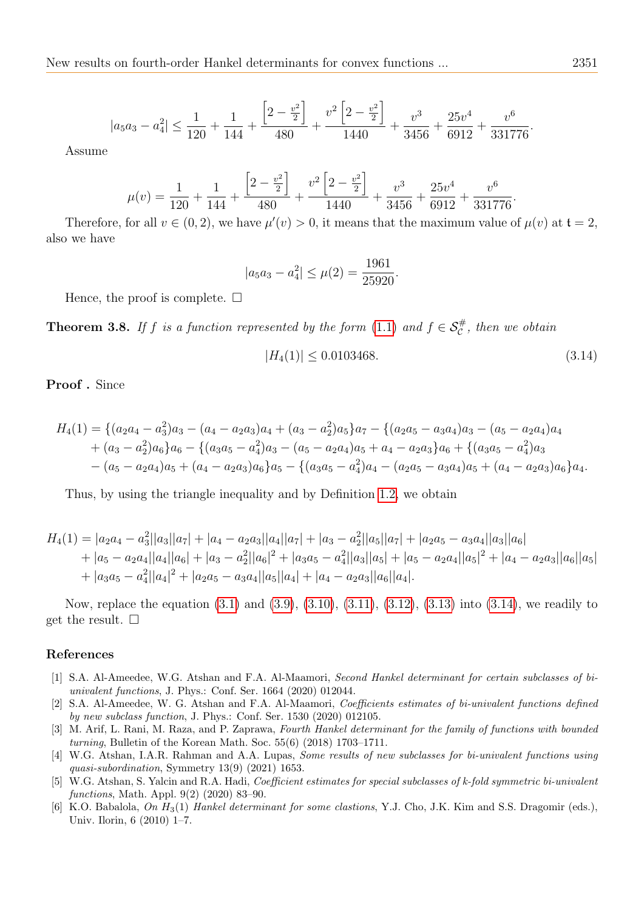$$|a_5a_3 - a_4^2| \leq \frac{1}{120} + \frac{1}{144} + \frac{\left[2-\frac{v^2}{2}\right]}{480} + \frac{v^2\left[2-\frac{v^2}{2}\right]}{1440} + \frac{v^3}{3456} + \frac{25v^4}{6912} + \frac{v^6}{331776}.$$

Assume

$$\mu(v) = \frac{1}{120} + \frac{1}{144} + \frac{\left[2-\frac{v^2}{2}\right]}{480} + \frac{v^2\left[2-\frac{v^2}{2}\right]}{1440} + \frac{v^3}{3456} + \frac{25v^4}{6912} + \frac{v^6}{331776}.$$

Therefore, for all $v \in (0,2)$, we have $\mu'(v) > 0$, it means that the maximum value of $\mu(v)$ at $\mathfrak{t} = 2$, also we have

$$|a_5a_3 - a_4^2| \leq \mu(2) = \frac{1961}{25920}.$$

Hence, the proof is complete. □

**Theorem 3.8.** *If $f$ is a function represented by the form (1.1) and $f \in \mathcal{S}_{\mathcal{C}}^{\#}$, then we obtain*

$$|H_4(1)| \leq 0.0103468. \tag{3.14}$$

**Proof .** Since

$$\begin{aligned}
H_4(1) &= \{(a_2a_4 - a_3^2)a_3 - (a_4 - a_2a_3)a_4 + (a_3 - a_2^2)a_5\}a_7 - \{(a_2a_5 - a_3a_4)a_3 - (a_5 - a_2a_4)a_4 \\
&+ (a_3 - a_2^2)a_6\}a_6 - \{(a_3a_5 - a_4^2)a_3 - (a_5 - a_2a_4)a_5 + a_4 - a_2a_3\}a_6 + \{(a_3a_5 - a_4^2)a_3 \\
&- (a_5 - a_2a_4)a_5 + (a_4 - a_2a_3)a_6\}a_5 - \{(a_3a_5 - a_4^2)a_4 - (a_2a_5 - a_3a_4)a_5 + (a_4 - a_2a_3)a_6\}a_4.
\end{aligned}$$

Thus, by using the triangle inequality and by Definition 1.2, we obtain

$$\begin{aligned}
H_4(1) &= |a_2a_4 - a_3^2||a_3||a_7| + |a_4 - a_2a_3||a_4||a_7| + |a_3 - a_2^2||a_5||a_7| + |a_2a_5 - a_3a_4||a_3||a_6| \\
&+ |a_5 - a_2a_4||a_4||a_6| + |a_3 - a_2^2||a_6|^2 + |a_3a_5 - a_4^2||a_3||a_5| + |a_5 - a_2a_4||a_5|^2 + |a_4 - a_2a_3||a_6||a_5| \\
&+ |a_3a_5 - a_4^2||a_4|^2 + |a_2a_5 - a_3a_4||a_5||a_4| + |a_4 - a_2a_3||a_6||a_4|.
\end{aligned}$$

Now, replace the equation (3.1) and (3.9), (3.10), (3.11), (3.12), (3.13) into (3.14), we readily to get the result. □

## References

[1] S.A. Al-Ameedee, W.G. Atshan and F.A. Al-Maamori, *Second Hankel determinant for certain subclasses of bi-univalent functions*, J. Phys.: Conf. Ser. 1664 (2020) 012044.

[2] S.A. Al-Ameedee, W. G. Atshan and F.A. Al-Maamori, *Coefficients estimates of bi-univalent functions defined by new subclass function*, J. Phys.: Conf. Ser. 1530 (2020) 012105.

[3] M. Arif, L. Rani, M. Raza, and P. Zaprawa, *Fourth Hankel determinant for the family of functions with bounded turning*, Bulletin of the Korean Math. Soc. 55(6) (2018) 1703–1711.

[4] W.G. Atshan, I.A.R. Rahman and A.A. Lupas, *Some results of new subclasses for bi-univalent functions using quasi-subordination*, Symmetry 13(9) (2021) 1653.

[5] W.G. Atshan, S. Yalcin and R.A. Hadi, *Coefficient estimates for special subclasses of k-fold symmetric bi-univalent functions*, Math. Appl. 9(2) (2020) 83–90.

[6] K.O. Babalola, *On $H_3(1)$ Hankel determinant for some clastions*, Y.J. Cho, J.K. Kim and S.S. Dragomir (eds.), Univ. Ilorin, 6 (2010) 1–7.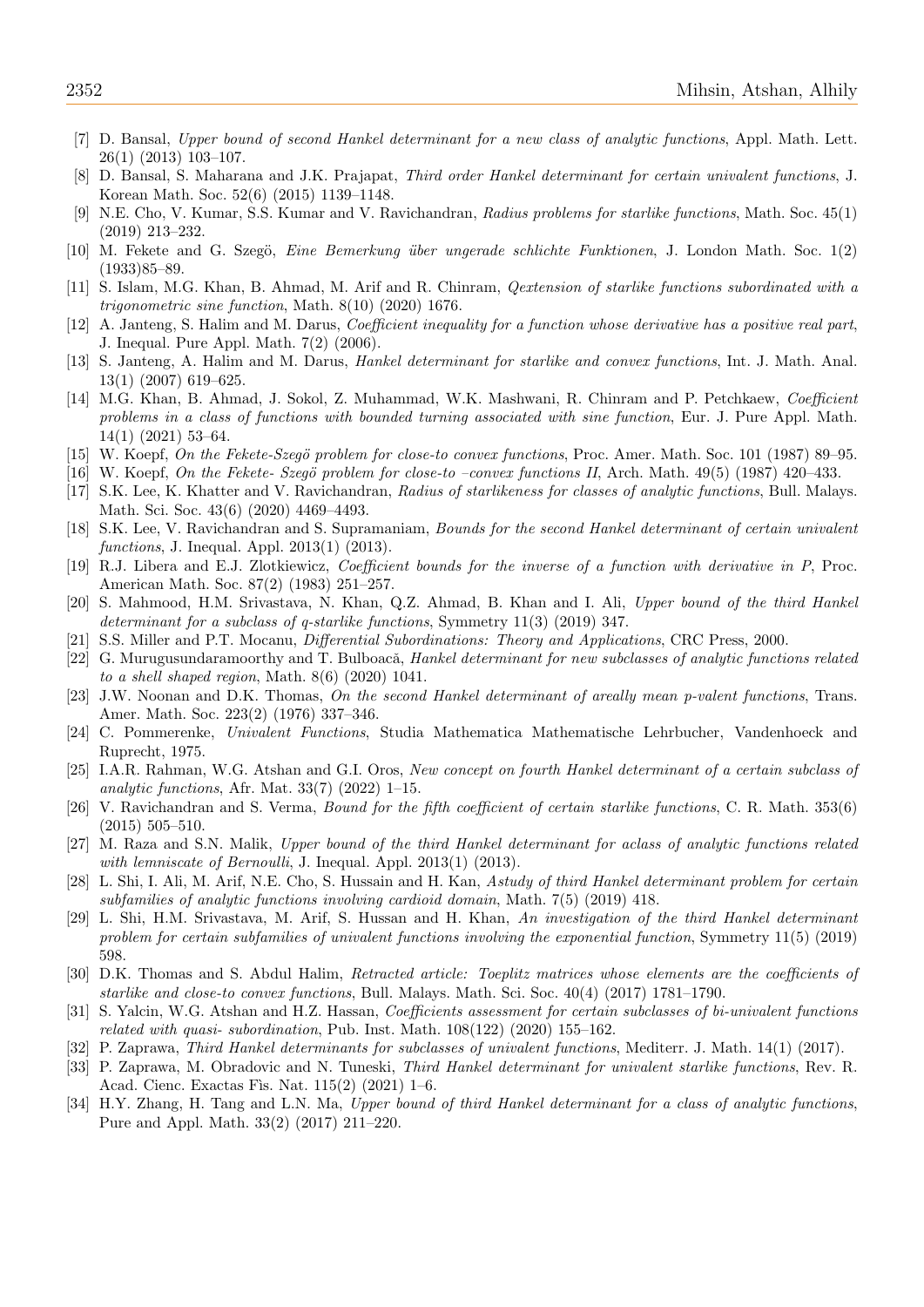[7] D. Bansal, *Upper bound of second Hankel determinant for a new class of analytic functions*, Appl. Math. Lett. 26(1) (2013) 103–107.

[8] D. Bansal, S. Maharana and J.K. Prajapat, *Third order Hankel determinant for certain univalent functions*, J. Korean Math. Soc. 52(6) (2015) 1139–1148.

[9] N.E. Cho, V. Kumar, S.S. Kumar and V. Ravichandran, *Radius problems for starlike functions*, Math. Soc. 45(1) (2019) 213–232.

[10] M. Fekete and G. Szegö, *Eine Bemerkung über ungerade schlichte Funktionen*, J. London Math. Soc. 1(2) (1933)85–89.

[11] S. Islam, M.G. Khan, B. Ahmad, M. Arif and R. Chinram, *Qextension of starlike functions subordinated with a trigonometric sine function*, Math. 8(10) (2020) 1676.

[12] A. Janteng, S. Halim and M. Darus, *Coefficient inequality for a function whose derivative has a positive real part*, J. Inequal. Pure Appl. Math. 7(2) (2006).

[13] S. Janteng, A. Halim and M. Darus, *Hankel determinant for starlike and convex functions*, Int. J. Math. Anal. 13(1) (2007) 619–625.

[14] M.G. Khan, B. Ahmad, J. Sokol, Z. Muhammad, W.K. Mashwani, R. Chinram and P. Petchkaew, *Coefficient problems in a class of functions with bounded turning associated with sine function*, Eur. J. Pure Appl. Math. 14(1) (2021) 53–64.

[15] W. Koepf, *On the Fekete-Szegö problem for close-to convex functions*, Proc. Amer. Math. Soc. 101 (1987) 89–95.

[16] W. Koepf, *On the Fekete- Szegö problem for close-to –convex functions II*, Arch. Math. 49(5) (1987) 420–433.

[17] S.K. Lee, K. Khatter and V. Ravichandran, *Radius of starlikeness for classes of analytic functions*, Bull. Malays. Math. Sci. Soc. 43(6) (2020) 4469–4493.

[18] S.K. Lee, V. Ravichandran and S. Supramaniam, *Bounds for the second Hankel determinant of certain univalent functions*, J. Inequal. Appl. 2013(1) (2013).

[19] R.J. Libera and E.J. Zlotkiewicz, *Coefficient bounds for the inverse of a function with derivative in P*, Proc. American Math. Soc. 87(2) (1983) 251–257.

[20] S. Mahmood, H.M. Srivastava, N. Khan, Q.Z. Ahmad, B. Khan and I. Ali, *Upper bound of the third Hankel determinant for a subclass of q-starlike functions*, Symmetry 11(3) (2019) 347.

[21] S.S. Miller and P.T. Mocanu, *Differential Subordinations: Theory and Applications*, CRC Press, 2000.

[22] G. Murugusundaramoorthy and T. Bulboacă, *Hankel determinant for new subclasses of analytic functions related to a shell shaped region*, Math. 8(6) (2020) 1041.

[23] J.W. Noonan and D.K. Thomas, *On the second Hankel determinant of areally mean p-valent functions*, Trans. Amer. Math. Soc. 223(2) (1976) 337–346.

[24] C. Pommerenke, *Univalent Functions*, Studia Mathematica Mathematische Lehrbucher, Vandenhoeck and Ruprecht, 1975.

[25] I.A.R. Rahman, W.G. Atshan and G.I. Oros, *New concept on fourth Hankel determinant of a certain subclass of analytic functions*, Afr. Mat. 33(7) (2022) 1–15.

[26] V. Ravichandran and S. Verma, *Bound for the fifth coefficient of certain starlike functions*, C. R. Math. 353(6) (2015) 505–510.

[27] M. Raza and S.N. Malik, *Upper bound of the third Hankel determinant for aclass of analytic functions related with lemniscate of Bernoulli*, J. Inequal. Appl. 2013(1) (2013).

[28] L. Shi, I. Ali, M. Arif, N.E. Cho, S. Hussain and H. Kan, *Astudy of third Hankel determinant problem for certain subfamilies of analytic functions involving cardioid domain*, Math. 7(5) (2019) 418.

[29] L. Shi, H.M. Srivastava, M. Arif, S. Hussan and H. Khan, *An investigation of the third Hankel determinant problem for certain subfamilies of univalent functions involving the exponential function*, Symmetry 11(5) (2019) 598.

[30] D.K. Thomas and S. Abdul Halim, *Retracted article: Toeplitz matrices whose elements are the coefficients of starlike and close-to convex functions*, Bull. Malays. Math. Sci. Soc. 40(4) (2017) 1781–1790.

[31] S. Yalcin, W.G. Atshan and H.Z. Hassan, *Coefficients assessment for certain subclasses of bi-univalent functions related with quasi- subordination*, Pub. Inst. Math. 108(122) (2020) 155–162.

[32] P. Zaprawa, *Third Hankel determinants for subclasses of univalent functions*, Mediterr. J. Math. 14(1) (2017).

[33] P. Zaprawa, M. Obradovic and N. Tuneski, *Third Hankel determinant for univalent starlike functions*, Rev. R. Acad. Cienc. Exactas Fìs. Nat. 115(2) (2021) 1–6.

[34] H.Y. Zhang, H. Tang and L.N. Ma, *Upper bound of third Hankel determinant for a class of analytic functions*, Pure and Appl. Math. 33(2) (2017) 211–220.